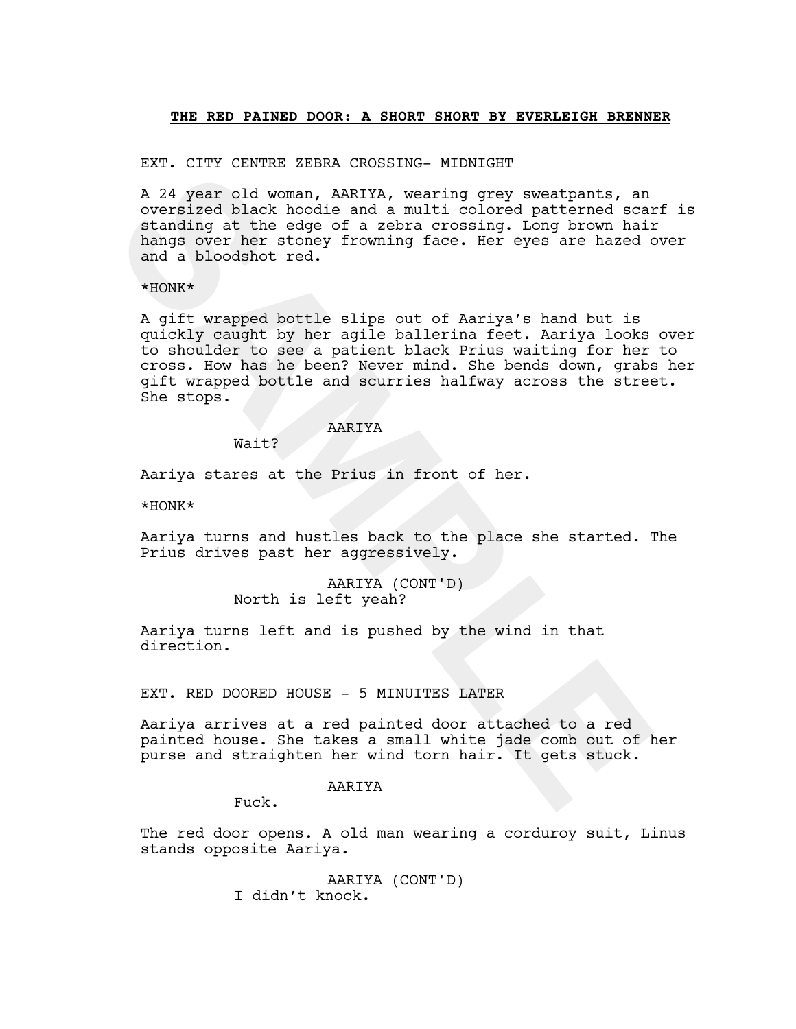**THE RED PAINED DOOR: A SHORT SHORT BY EVERLEIGH BRENNER**

EXT. CITY CENTRE ZEBRA CROSSING- MIDNIGHT

A 24 year old woman, AARIYA, wearing grey sweatpants, an oversized black hoodie and a multi colored patterned scarf is standing at the edge of a zebra crossing. Long brown hair hangs over her stoney frowning face. Her eyes are hazed over and a bloodshot red.

*HONK*

A gift wrapped bottle slips out of Aariya's hand but is quickly caught by her agile ballerina feet. Aariya looks over to shoulder to see a patient black Prius waiting for her to cross. How has he been? Never mind. She bends down, grabs her gift wrapped bottle and scurries halfway across the street. She stops.

AARIYA

Wait?

Aariya stares at the Prius in front of her.

*HONK*

Aariya turns and hustles back to the place she started. The Prius drives past her aggressively.

AARIYA (CONT'D)

North is left yeah?

Aariya turns left and is pushed by the wind in that direction.

EXT. RED DOORED HOUSE - 5 MINUITES LATER

Aariya arrives at a red painted door attached to a red painted house. She takes a small white jade comb out of her purse and straighten her wind torn hair. It gets stuck.

AARIYA

Fuck.

The red door opens. A old man wearing a corduroy suit, Linus stands opposite Aariya.

AARIYA (CONT'D)

I didn't knock.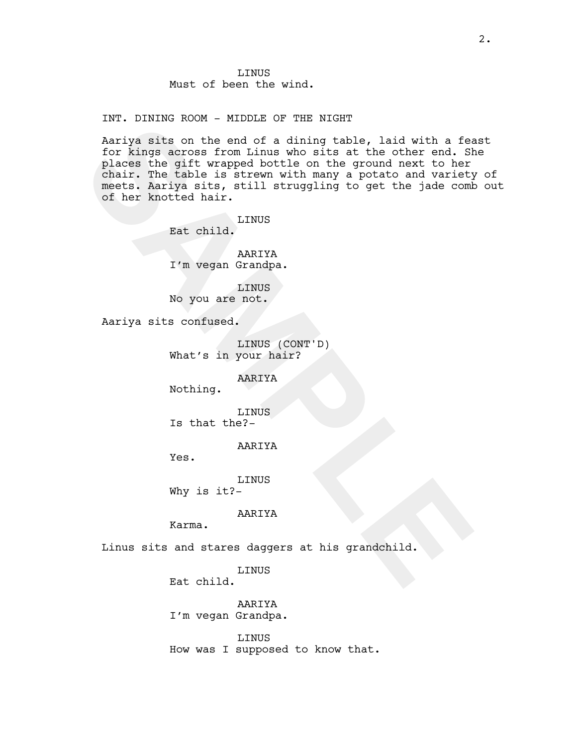LINUS
Must of been the wind.

INT. DINING ROOM - MIDDLE OF THE NIGHT

Aariya sits on the end of a dining table, laid with a feast for kings across from Linus who sits at the other end. She places the gift wrapped bottle on the ground next to her chair. The table is strewn with many a potato and variety of meets. Aariya sits, still struggling to get the jade comb out of her knotted hair.

LINUS
Eat child.

AARIYA
I'm vegan Grandpa.

LINUS
No you are not.

Aariya sits confused.

LINUS (CONT'D)
What's in your hair?

AARIYA
Nothing.

LINUS
Is that the?-

AARIYA
Yes.

LINUS
Why is it?-

AARIYA
Karma.

Linus sits and stares daggers at his grandchild.

LINUS
Eat child.

AARIYA
I'm vegan Grandpa.

LINUS
How was I supposed to know that.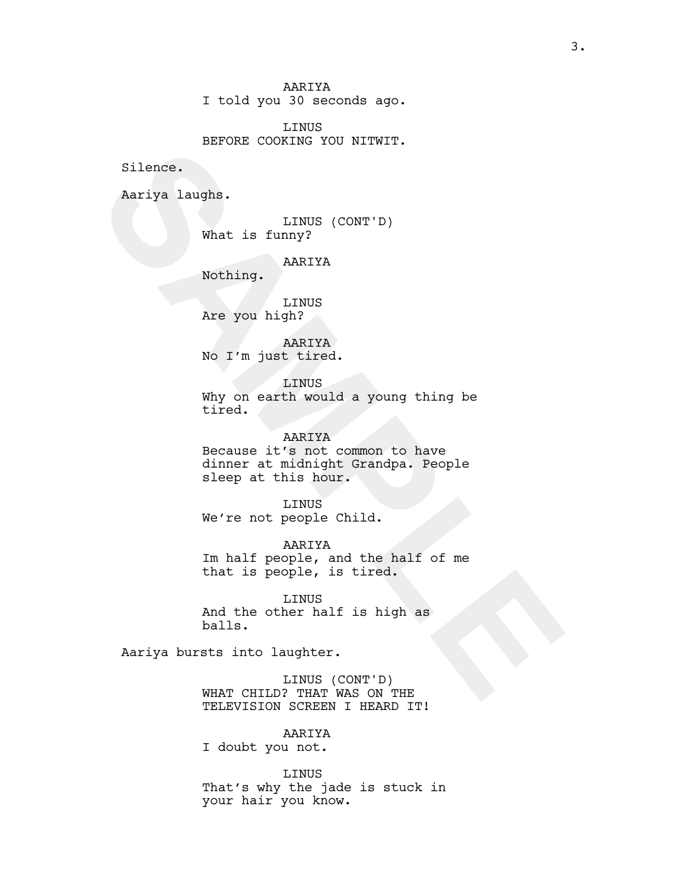AARIYA
I told you 30 seconds ago.

LINUS
BEFORE COOKING YOU NITWIT.

Silence.

Aariya laughs.

LINUS (CONT'D)
What is funny?

AARIYA
Nothing.

LINUS
Are you high?

AARIYA
No I'm just tired.

LINUS
Why on earth would a young thing be tired.

AARIYA
Because it's not common to have dinner at midnight Grandpa. People sleep at this hour.

LINUS
We're not people Child.

AARIYA
Im half people, and the half of me that is people, is tired.

LINUS
And the other half is high as balls.

Aariya bursts into laughter.

LINUS (CONT'D)
WHAT CHILD? THAT WAS ON THE TELEVISION SCREEN I HEARD IT!

AARIYA
I doubt you not.

LINUS
That's why the jade is stuck in your hair you know.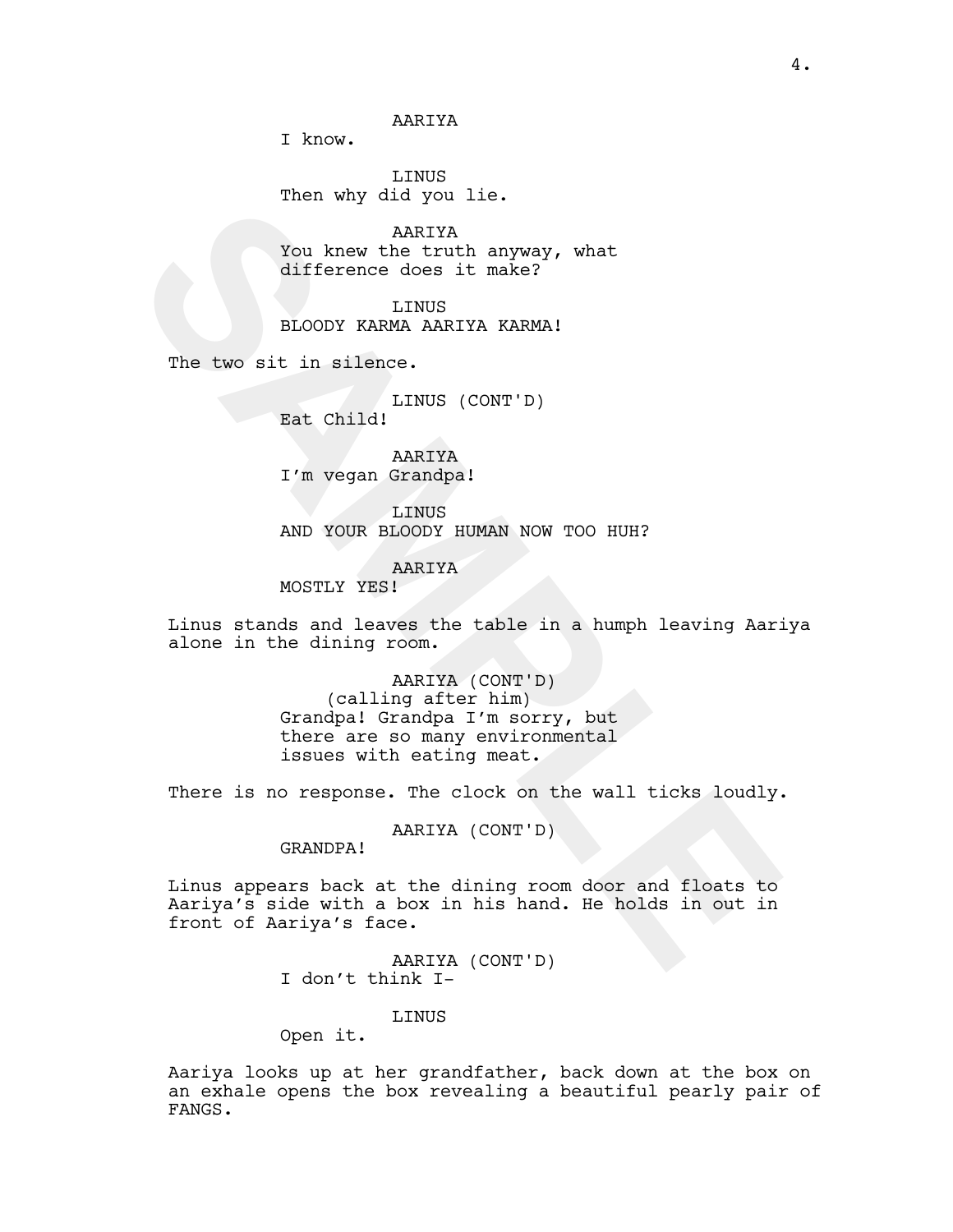AARIYA
I know.

LINUS
Then why did you lie.

AARIYA
You knew the truth anyway, what difference does it make?

LINUS
BLOODY KARMA AARIYA KARMA!

The two sit in silence.

LINUS (CONT'D)
Eat Child!

AARIYA
I'm vegan Grandpa!

LINUS
AND YOUR BLOODY HUMAN NOW TOO HUH?

AARIYA
MOSTLY YES!

Linus stands and leaves the table in a humph leaving Aariya alone in the dining room.

AARIYA (CONT'D)
(calling after him)
Grandpa! Grandpa I'm sorry, but there are so many environmental issues with eating meat.

There is no response. The clock on the wall ticks loudly.

AARIYA (CONT'D)
GRANDPA!

Linus appears back at the dining room door and floats to Aariya's side with a box in his hand. He holds in out in front of Aariya's face.

AARIYA (CONT'D)
I don't think I-

LINUS
Open it.

Aariya looks up at her grandfather, back down at the box on an exhale opens the box revealing a beautiful pearly pair of FANGS.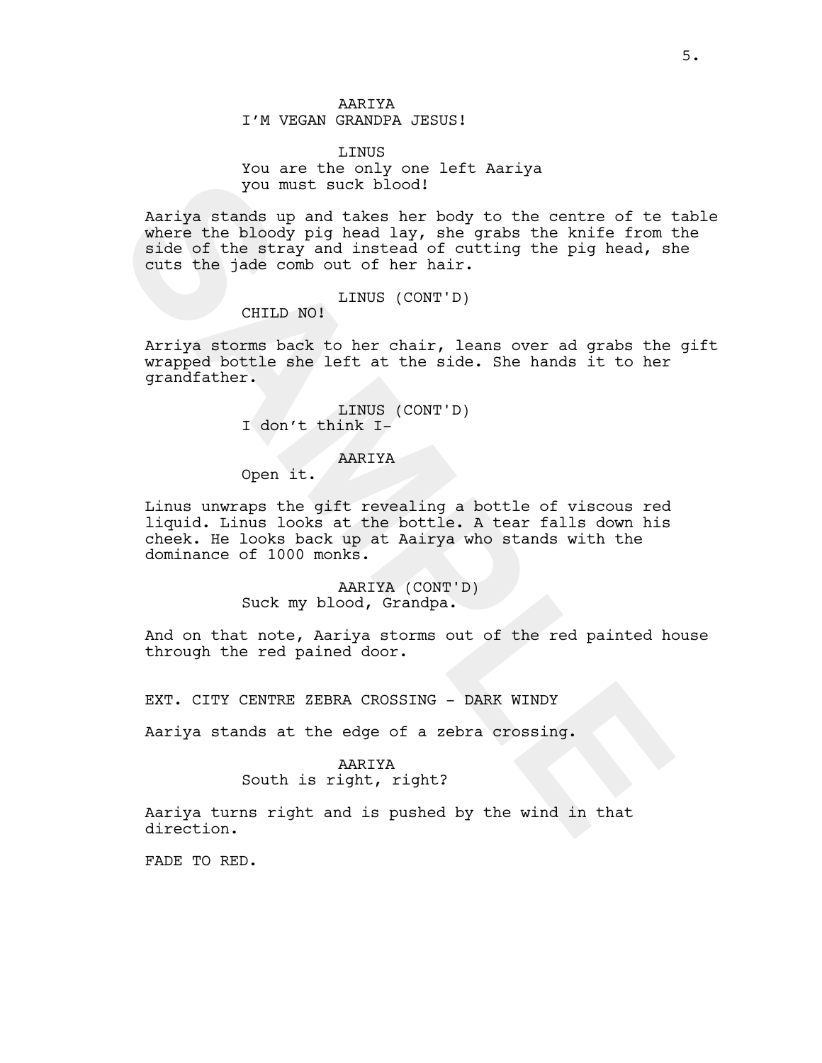AARIYA
I'M VEGAN GRANDPA JESUS!

LINUS
You are the only one left Aariya
you must suck blood!

Aariya stands up and takes her body to the centre of te table where the bloody pig head lay, she grabs the knife from the side of the stray and instead of cutting the pig head, she cuts the jade comb out of her hair.

LINUS (CONT'D)
CHILD NO!

Arriya storms back to her chair, leans over ad grabs the gift wrapped bottle she left at the side. She hands it to her grandfather.

LINUS (CONT'D)
I don't think I-

AARIYA
Open it.

Linus unwraps the gift revealing a bottle of viscous red liquid. Linus looks at the bottle. A tear falls down his cheek. He looks back up at Aairya who stands with the dominance of 1000 monks.

AARIYA (CONT'D)
Suck my blood, Grandpa.

And on that note, Aariya storms out of the red painted house through the red pained door.

EXT. CITY CENTRE ZEBRA CROSSING - DARK WINDY

Aariya stands at the edge of a zebra crossing.

AARIYA
South is right, right?

Aariya turns right and is pushed by the wind in that direction.

FADE TO RED.